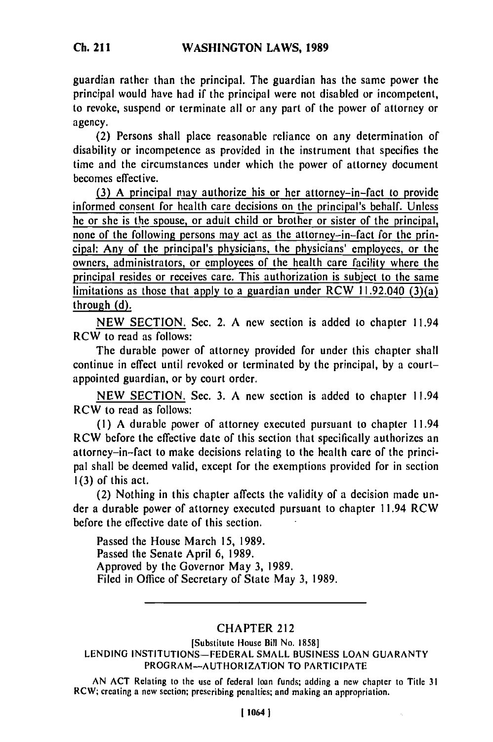guardian rather than the principal. The guardian has the same power the principal would have had if the principal were not disabled or incompetent, to revoke, suspend or terminate all or any part of the power of attorney or agency.

(2) Persons shall place reasonable reliance on any determination of disability or incompetence as provided in the instrument that specifies the time and the circumstances under which the power of attorney document becomes effective.

(3) A principal may authorize his or her attorney-in-fact to provide informed consent for health care decisions on the principal's behalf. Unless he or she is the spouse, or adult child or brother or sister of the principal, none of the following persons may act as the attorney-in-fact for the principal: Any of the principal's physicians, the physicians' employees, or the owners, administrators, or employees of the health care facility where the principal resides or receives care. This authorization is subject to the same limitations as those that apply to a guardian under RCW 11.92.040 (3)(a) through (d).

NEW SECTION. Sec. 2. A new section is added to chapter 11.94 RCW to read as follows:

The durable power of attorney provided for under this chapter shall continue in effect until revoked or terminated by the principal, by a court-appointed guardian, or by court order.

NEW SECTION. Sec. 3. A new section is added to chapter 11.94 RCW to read as follows:

(1) A durable power of attorney executed pursuant to chapter 11.94 RCW before the effective date of this section that specifically authorizes an attorney-in-fact to make decisions relating to the health care of the principal shall be deemed valid, except for the exemptions provided for in section 1(3) of this act.

(2) Nothing in this chapter affects the validity of a decision made under a durable power of attorney executed pursuant to chapter 11.94 RCW before the effective date of this section.

Passed the House March 15, 1989.
Passed the Senate April 6, 1989.
Approved by the Governor May 3, 1989.
Filed in Office of Secretary of State May 3, 1989.

---

## CHAPTER 212

[Substitute House Bill No. 1858]

LENDING INSTITUTIONS—FEDERAL SMALL BUSINESS LOAN GUARANTY PROGRAM—AUTHORIZATION TO PARTICIPATE

AN ACT Relating to the use of federal loan funds; adding a new chapter to Title 31 RCW; creating a new section; prescribing penalties; and making an appropriation.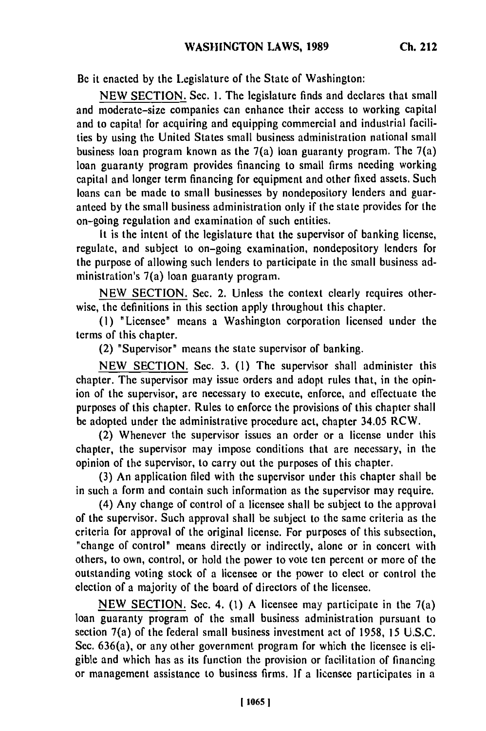Be it enacted by the Legislature of the State of Washington:

NEW SECTION. Sec. 1. The legislature finds and declares that small and moderate-size companies can enhance their access to working capital and to capital for acquiring and equipping commercial and industrial facilities by using the United States small business administration national small business loan program known as the 7(a) loan guaranty program. The 7(a) loan guaranty program provides financing to small firms needing working capital and longer term financing for equipment and other fixed assets. Such loans can be made to small businesses by nondepository lenders and guaranteed by the small business administration only if the state provides for the on-going regulation and examination of such entities.

It is the intent of the legislature that the supervisor of banking license, regulate, and subject to on-going examination, nondepository lenders for the purpose of allowing such lenders to participate in the small business administration's 7(a) loan guaranty program.

NEW SECTION. Sec. 2. Unless the context clearly requires otherwise, the definitions in this section apply throughout this chapter.

(1) "Licensee" means a Washington corporation licensed under the terms of this chapter.

(2) "Supervisor" means the state supervisor of banking.

NEW SECTION. Sec. 3. (1) The supervisor shall administer this chapter. The supervisor may issue orders and adopt rules that, in the opinion of the supervisor, are necessary to execute, enforce, and effectuate the purposes of this chapter. Rules to enforce the provisions of this chapter shall be adopted under the administrative procedure act, chapter 34.05 RCW.

(2) Whenever the supervisor issues an order or a license under this chapter, the supervisor may impose conditions that are necessary, in the opinion of the supervisor, to carry out the purposes of this chapter.

(3) An application filed with the supervisor under this chapter shall be in such a form and contain such information as the supervisor may require.

(4) Any change of control of a licensee shall be subject to the approval of the supervisor. Such approval shall be subject to the same criteria as the criteria for approval of the original license. For purposes of this subsection, "change of control" means directly or indirectly, alone or in concert with others, to own, control, or hold the power to vote ten percent or more of the outstanding voting stock of a licensee or the power to elect or control the election of a majority of the board of directors of the licensee.

NEW SECTION. Sec. 4. (1) A licensee may participate in the 7(a) loan guaranty program of the small business administration pursuant to section 7(a) of the federal small business investment act of 1958, 15 U.S.C. Sec. 636(a), or any other government program for which the licensee is eligible and which has as its function the provision or facilitation of financing or management assistance to business firms. If a licensee participates in a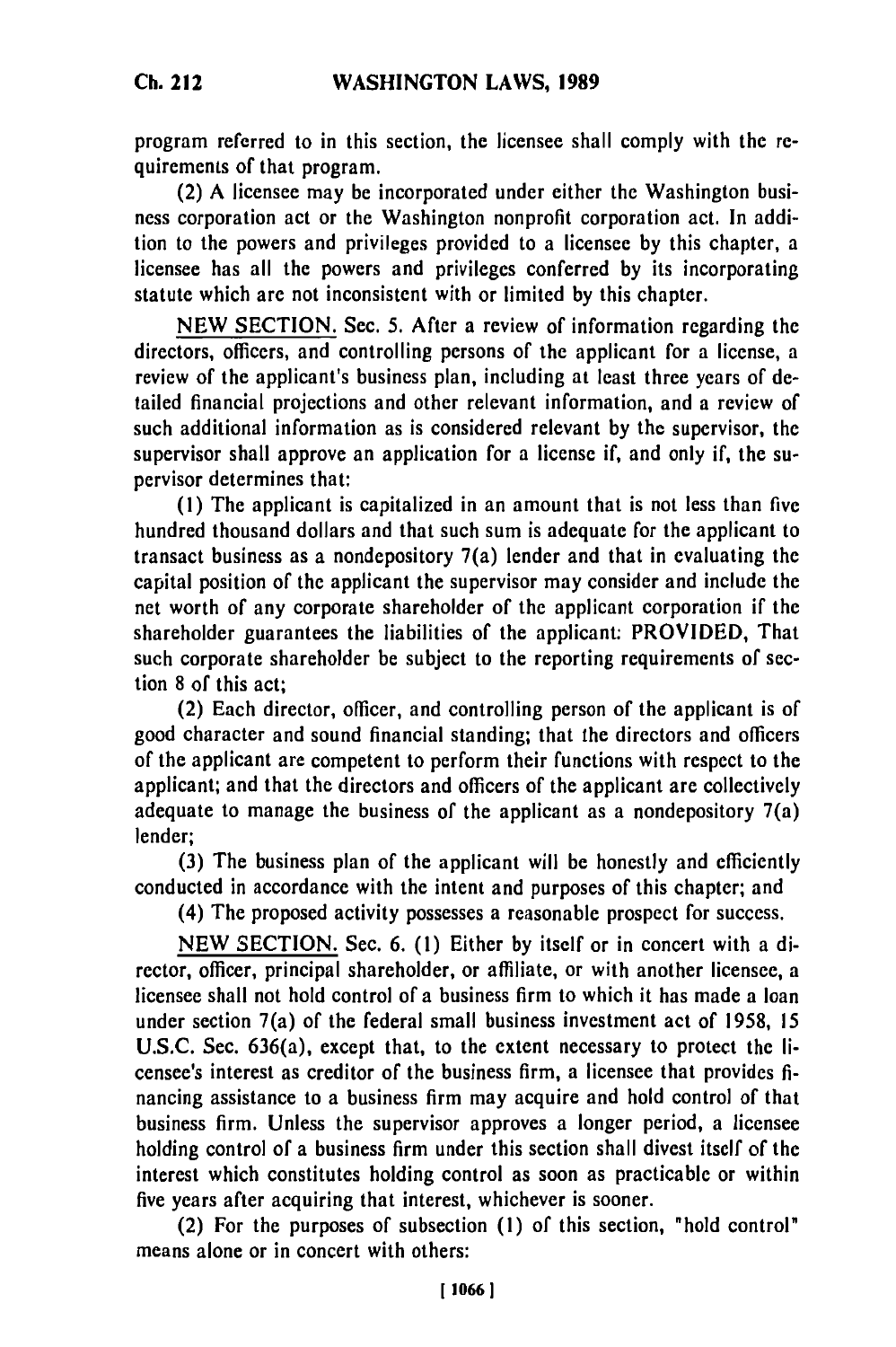program referred to in this section, the licensee shall comply with the requirements of that program.

(2) A licensee may be incorporated under either the Washington business corporation act or the Washington nonprofit corporation act. In addition to the powers and privileges provided to a licensee by this chapter, a licensee has all the powers and privileges conferred by its incorporating statute which are not inconsistent with or limited by this chapter.

NEW SECTION. Sec. 5. After a review of information regarding the directors, officers, and controlling persons of the applicant for a license, a review of the applicant's business plan, including at least three years of detailed financial projections and other relevant information, and a review of such additional information as is considered relevant by the supervisor, the supervisor shall approve an application for a license if, and only if, the supervisor determines that:

(1) The applicant is capitalized in an amount that is not less than five hundred thousand dollars and that such sum is adequate for the applicant to transact business as a nondepository 7(a) lender and that in evaluating the capital position of the applicant the supervisor may consider and include the net worth of any corporate shareholder of the applicant corporation if the shareholder guarantees the liabilities of the applicant: PROVIDED, That such corporate shareholder be subject to the reporting requirements of section 8 of this act;

(2) Each director, officer, and controlling person of the applicant is of good character and sound financial standing; that the directors and officers of the applicant are competent to perform their functions with respect to the applicant; and that the directors and officers of the applicant are collectively adequate to manage the business of the applicant as a nondepository 7(a) lender;

(3) The business plan of the applicant will be honestly and efficiently conducted in accordance with the intent and purposes of this chapter; and

(4) The proposed activity possesses a reasonable prospect for success.

NEW SECTION. Sec. 6. (1) Either by itself or in concert with a director, officer, principal shareholder, or affiliate, or with another licensee, a licensee shall not hold control of a business firm to which it has made a loan under section 7(a) of the federal small business investment act of 1958, 15 U.S.C. Sec. 636(a), except that, to the extent necessary to protect the licensee's interest as creditor of the business firm, a licensee that provides financing assistance to a business firm may acquire and hold control of that business firm. Unless the supervisor approves a longer period, a licensee holding control of a business firm under this section shall divest itself of the interest which constitutes holding control as soon as practicable or within five years after acquiring that interest, whichever is sooner.

(2) For the purposes of subsection (1) of this section, "hold control" means alone or in concert with others: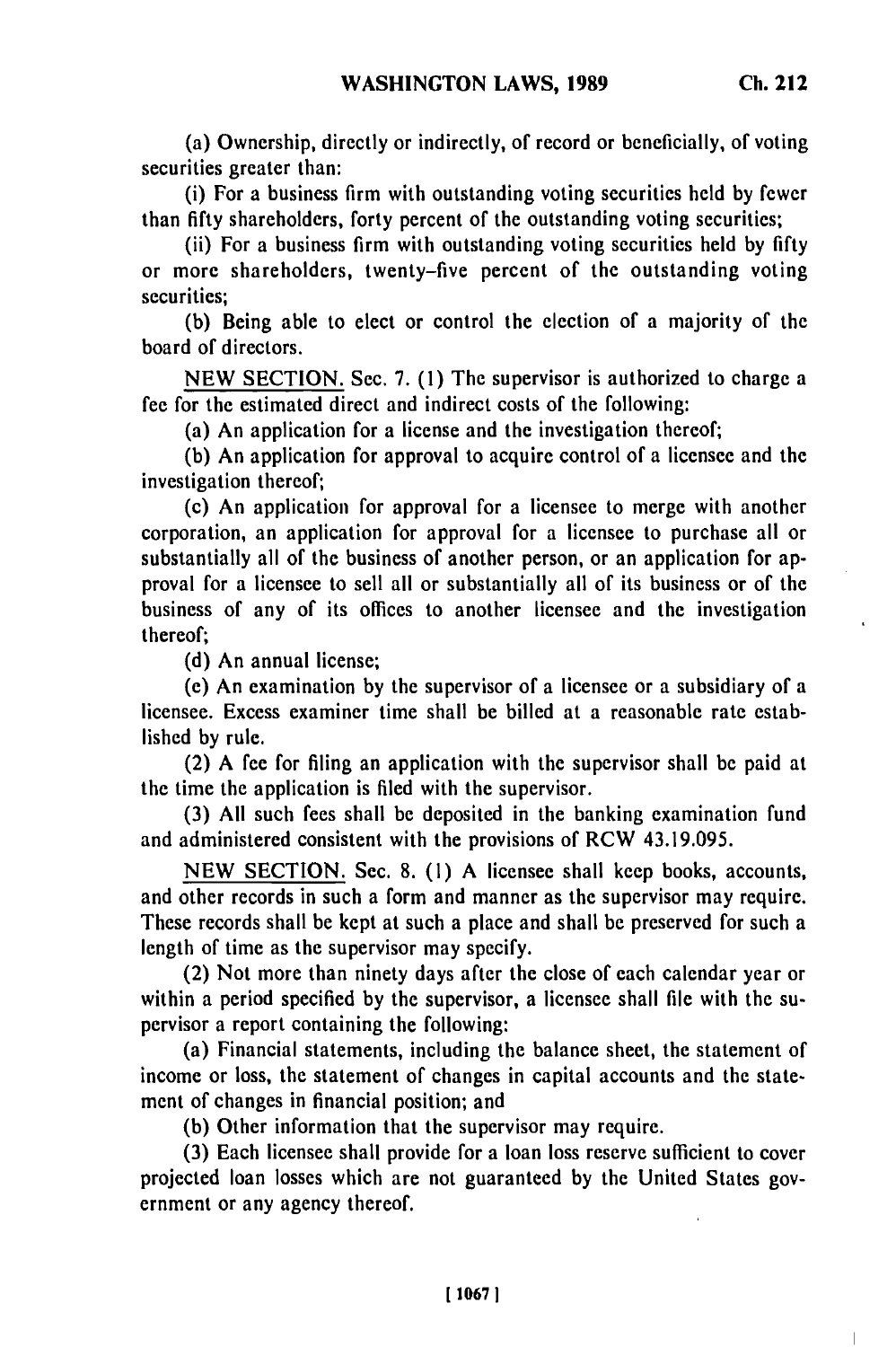(a) Ownership, directly or indirectly, of record or beneficially, of voting securities greater than:

(i) For a business firm with outstanding voting securities held by fewer than fifty shareholders, forty percent of the outstanding voting securities;

(ii) For a business firm with outstanding voting securities held by fifty or more shareholders, twenty-five percent of the outstanding voting securities;

(b) Being able to elect or control the election of a majority of the board of directors.

NEW SECTION. Sec. 7. (1) The supervisor is authorized to charge a fee for the estimated direct and indirect costs of the following:

(a) An application for a license and the investigation thereof;

(b) An application for approval to acquire control of a licensee and the investigation thereof;

(c) An application for approval for a licensee to merge with another corporation, an application for approval for a licensee to purchase all or substantially all of the business of another person, or an application for approval for a licensee to sell all or substantially all of its business or of the business of any of its offices to another licensee and the investigation thereof;

(d) An annual license;

(e) An examination by the supervisor of a licensee or a subsidiary of a licensee. Excess examiner time shall be billed at a reasonable rate established by rule.

(2) A fee for filing an application with the supervisor shall be paid at the time the application is filed with the supervisor.

(3) All such fees shall be deposited in the banking examination fund and administered consistent with the provisions of RCW 43.19.095.

NEW SECTION. Sec. 8. (1) A licensee shall keep books, accounts, and other records in such a form and manner as the supervisor may require. These records shall be kept at such a place and shall be preserved for such a length of time as the supervisor may specify.

(2) Not more than ninety days after the close of each calendar year or within a period specified by the supervisor, a licensee shall file with the supervisor a report containing the following:

(a) Financial statements, including the balance sheet, the statement of income or loss, the statement of changes in capital accounts and the statement of changes in financial position; and

(b) Other information that the supervisor may require.

(3) Each licensee shall provide for a loan loss reserve sufficient to cover projected loan losses which are not guaranteed by the United States government or any agency thereof.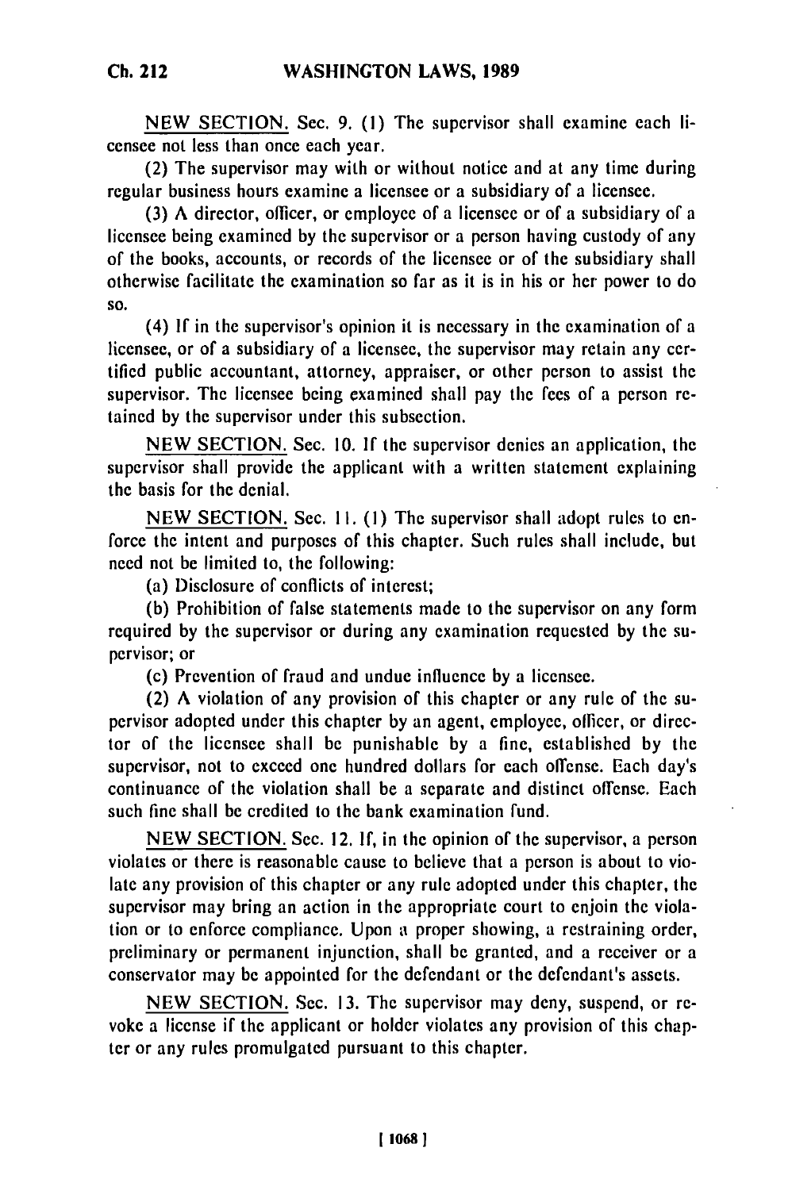NEW SECTION. Sec. 9. (1) The supervisor shall examine each licensee not less than once each year.

(2) The supervisor may with or without notice and at any time during regular business hours examine a licensee or a subsidiary of a licensee.

(3) A director, officer, or employee of a licensee or of a subsidiary of a licensee being examined by the supervisor or a person having custody of any of the books, accounts, or records of the licensee or of the subsidiary shall otherwise facilitate the examination so far as it is in his or her power to do so.

(4) If in the supervisor's opinion it is necessary in the examination of a licensee, or of a subsidiary of a licensee, the supervisor may retain any certified public accountant, attorney, appraiser, or other person to assist the supervisor. The licensee being examined shall pay the fees of a person retained by the supervisor under this subsection.

NEW SECTION. Sec. 10. If the supervisor denies an application, the supervisor shall provide the applicant with a written statement explaining the basis for the denial.

NEW SECTION. Sec. 11. (1) The supervisor shall adopt rules to enforce the intent and purposes of this chapter. Such rules shall include, but need not be limited to, the following:

(a) Disclosure of conflicts of interest;

(b) Prohibition of false statements made to the supervisor on any form required by the supervisor or during any examination requested by the supervisor; or

(c) Prevention of fraud and undue influence by a licensee.

(2) A violation of any provision of this chapter or any rule of the supervisor adopted under this chapter by an agent, employee, officer, or director of the licensee shall be punishable by a fine, established by the supervisor, not to exceed one hundred dollars for each offense. Each day's continuance of the violation shall be a separate and distinct offense. Each such fine shall be credited to the bank examination fund.

NEW SECTION. Sec. 12. If, in the opinion of the supervisor, a person violates or there is reasonable cause to believe that a person is about to violate any provision of this chapter or any rule adopted under this chapter, the supervisor may bring an action in the appropriate court to enjoin the violation or to enforce compliance. Upon a proper showing, a restraining order, preliminary or permanent injunction, shall be granted, and a receiver or a conservator may be appointed for the defendant or the defendant's assets.

NEW SECTION. Sec. 13. The supervisor may deny, suspend, or revoke a license if the applicant or holder violates any provision of this chapter or any rules promulgated pursuant to this chapter.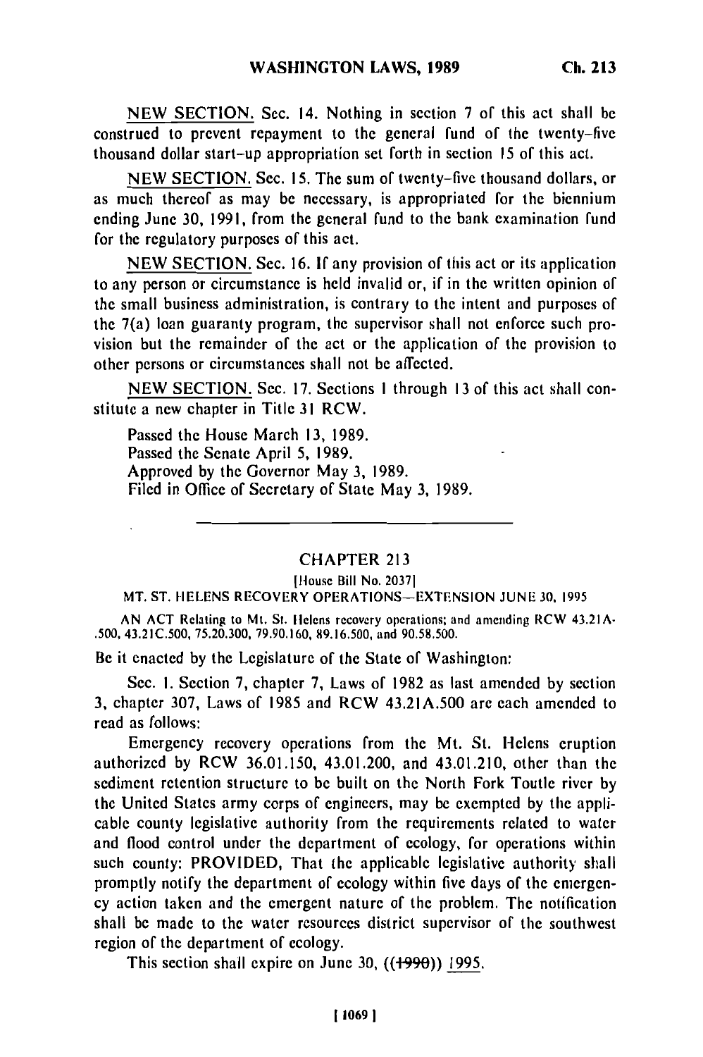NEW SECTION. Sec. 14. Nothing in section 7 of this act shall be construed to prevent repayment to the general fund of the twenty-five thousand dollar start-up appropriation set forth in section 15 of this act.

NEW SECTION. Sec. 15. The sum of twenty-five thousand dollars, or as much thereof as may be necessary, is appropriated for the biennium ending June 30, 1991, from the general fund to the bank examination fund for the regulatory purposes of this act.

NEW SECTION. Sec. 16. If any provision of this act or its application to any person or circumstance is held invalid or, if in the written opinion of the small business administration, is contrary to the intent and purposes of the 7(a) loan guaranty program, the supervisor shall not enforce such provision but the remainder of the act or the application of the provision to other persons or circumstances shall not be affected.

NEW SECTION. Sec. 17. Sections 1 through 13 of this act shall constitute a new chapter in Title 31 RCW.

Passed the House March 13, 1989.
Passed the Senate April 5, 1989.
Approved by the Governor May 3, 1989.
Filed in Office of Secretary of State May 3, 1989.

---

## CHAPTER 213

[House Bill No. 2037]

MT. ST. HELENS RECOVERY OPERATIONS—EXTENSION JUNE 30, 1995

AN ACT Relating to Mt. St. Helens recovery operations; and amending RCW 43.21A.500, 43.21C.500, 75.20.300, 79.90.160, 89.16.500, and 90.58.500.

Be it enacted by the Legislature of the State of Washington:

Sec. 1. Section 7, chapter 7, Laws of 1982 as last amended by section 3, chapter 307, Laws of 1985 and RCW 43.21A.500 are each amended to read as follows:

Emergency recovery operations from the Mt. St. Helens eruption authorized by RCW 36.01.150, 43.01.200, and 43.01.210, other than the sediment retention structure to be built on the North Fork Toutle river by the United States army corps of engineers, may be exempted by the applicable county legislative authority from the requirements related to water and flood control under the department of ecology, for operations within such county: PROVIDED, That the applicable legislative authority shall promptly notify the department of ecology within five days of the emergency action taken and the emergent nature of the problem. The notification shall be made to the water resources district supervisor of the southwest region of the department of ecology.

This section shall expire on June 30, ((~~1990~~)) 1995.